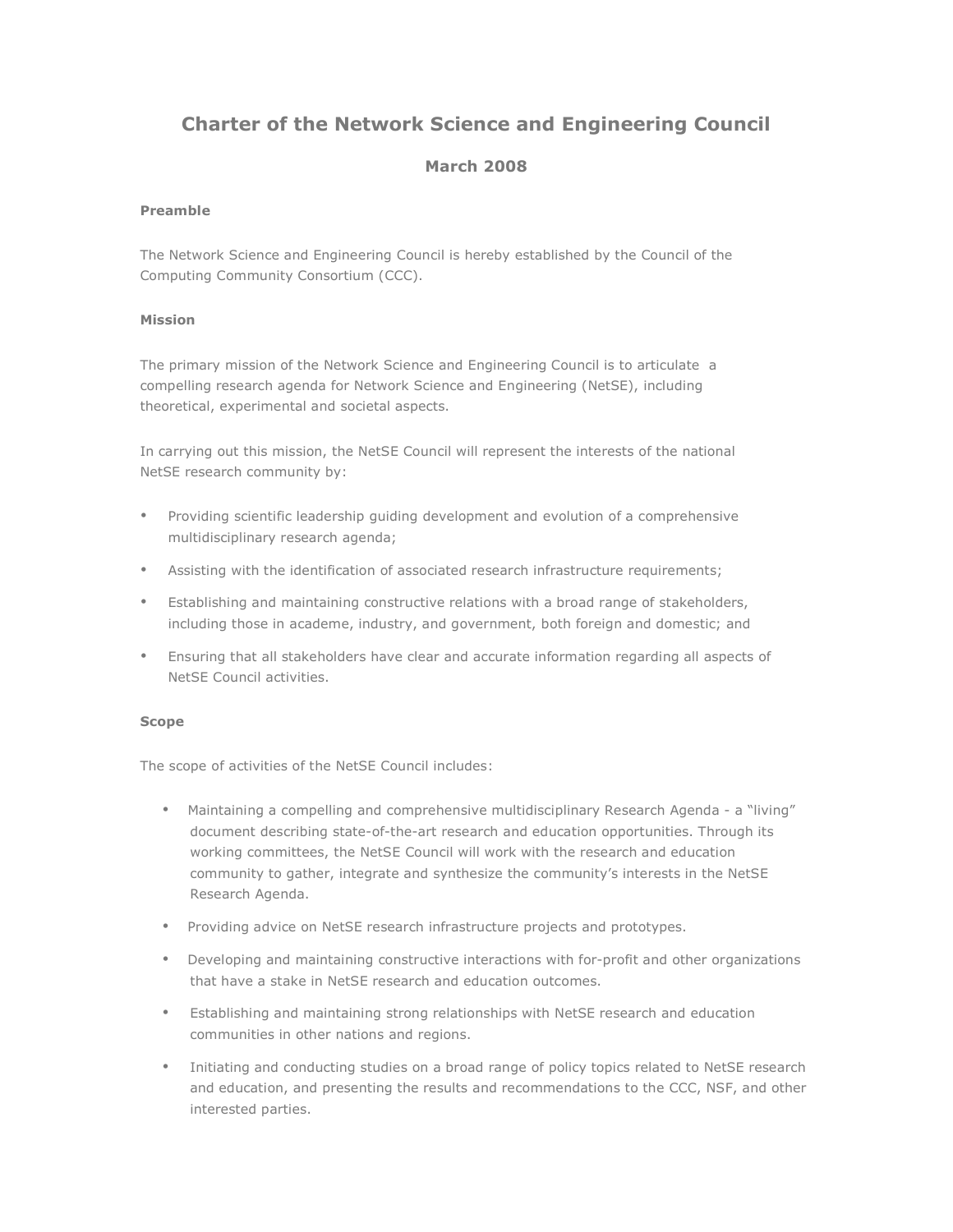# Charter of the Network Science and Engineering Council

## March 2008

**Preamble**

The Network Science and Engineering Council is hereby established by the Council of the Computing Community Consortium (CCC).

**Mission**

The primary mission of the Network Science and Engineering Council is to articulate a compelling research agenda for Network Science and Engineering (NetSE), including theoretical, experimental and societal aspects.

In carrying out this mission, the NetSE Council will represent the interests of the national NetSE research community by:

- Providing scientific leadership guiding development and evolution of a comprehensive multidisciplinary research agenda;
- Assisting with the identification of associated research infrastructure requirements;
- Establishing and maintaining constructive relations with a broad range of stakeholders, including those in academe, industry, and government, both foreign and domestic; and
- Ensuring that all stakeholders have clear and accurate information regarding all aspects of NetSE Council activities.

**Scope**

The scope of activities of the NetSE Council includes:

- Maintaining a compelling and comprehensive multidisciplinary Research Agenda - a "living" document describing state-of-the-art research and education opportunities. Through its working committees, the NetSE Council will work with the research and education community to gather, integrate and synthesize the community's interests in the NetSE Research Agenda.
- Providing advice on NetSE research infrastructure projects and prototypes.
- Developing and maintaining constructive interactions with for-profit and other organizations that have a stake in NetSE research and education outcomes.
- Establishing and maintaining strong relationships with NetSE research and education communities in other nations and regions.
- Initiating and conducting studies on a broad range of policy topics related to NetSE research and education, and presenting the results and recommendations to the CCC, NSF, and other interested parties.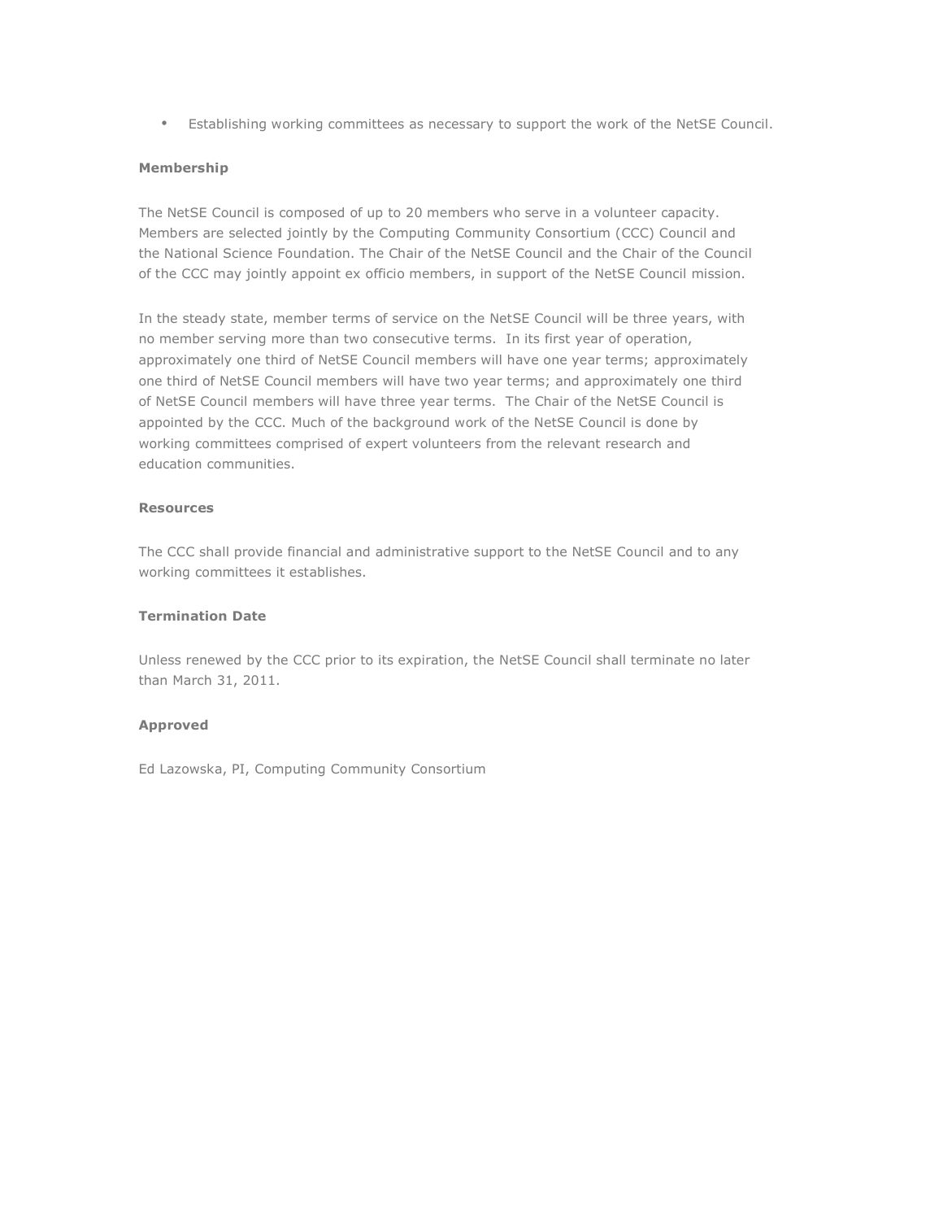- Establishing working committees as necessary to support the work of the NetSE Council.

**Membership**

The NetSE Council is composed of up to 20 members who serve in a volunteer capacity. Members are selected jointly by the Computing Community Consortium (CCC) Council and the National Science Foundation. The Chair of the NetSE Council and the Chair of the Council of the CCC may jointly appoint ex officio members, in support of the NetSE Council mission.

In the steady state, member terms of service on the NetSE Council will be three years, with no member serving more than two consecutive terms. In its first year of operation, approximately one third of NetSE Council members will have one year terms; approximately one third of NetSE Council members will have two year terms; and approximately one third of NetSE Council members will have three year terms. The Chair of the NetSE Council is appointed by the CCC. Much of the background work of the NetSE Council is done by working committees comprised of expert volunteers from the relevant research and education communities.

**Resources**

The CCC shall provide financial and administrative support to the NetSE Council and to any working committees it establishes.

**Termination Date**

Unless renewed by the CCC prior to its expiration, the NetSE Council shall terminate no later than March 31, 2011.

**Approved**

Ed Lazowska, PI, Computing Community Consortium